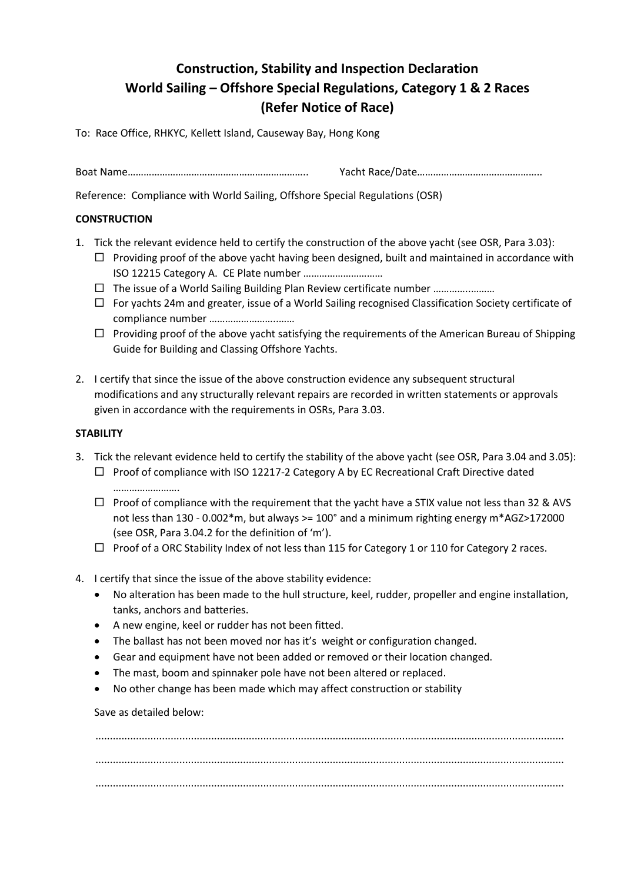# Construction, Stability and Inspection Declaration
# World Sailing – Offshore Special Regulations, Category 1 & 2 Races
# (Refer Notice of Race)

To: Race Office, RHKYC, Kellett Island, Causeway Bay, Hong Kong

Boat Name………………………………………………………….. Yacht Race/Date……………………………………….

Reference: Compliance with World Sailing, Offshore Special Regulations (OSR)

**CONSTRUCTION**

1. Tick the relevant evidence held to certify the construction of the above yacht (see OSR, Para 3.03):
   - ☐ Providing proof of the above yacht having been designed, built and maintained in accordance with ISO 12215 Category A. CE Plate number ………………………..
   - ☐ The issue of a World Sailing Building Plan Review certificate number …………..………
   - ☐ For yachts 24m and greater, issue of a World Sailing recognised Classification Society certificate of compliance number …………………..……
   - ☐ Providing proof of the above yacht satisfying the requirements of the American Bureau of Shipping Guide for Building and Classing Offshore Yachts.

2. I certify that since the issue of the above construction evidence any subsequent structural modifications and any structurally relevant repairs are recorded in written statements or approvals given in accordance with the requirements in OSRs, Para 3.03.

**STABILITY**

3. Tick the relevant evidence held to certify the stability of the above yacht (see OSR, Para 3.04 and 3.05):
   - ☐ Proof of compliance with ISO 12217-2 Category A by EC Recreational Craft Directive dated …………………….
   - ☐ Proof of compliance with the requirement that the yacht have a STIX value not less than 32 & AVS not less than 130 - 0.002*m, but always >= 100° and a minimum righting energy m*AGZ>172000 (see OSR, Para 3.04.2 for the definition of 'm').
   - ☐ Proof of a ORC Stability Index of not less than 115 for Category 1 or 110 for Category 2 races.

4. I certify that since the issue of the above stability evidence:
   - No alteration has been made to the hull structure, keel, rudder, propeller and engine installation, tanks, anchors and batteries.
   - A new engine, keel or rudder has not been fitted.
   - The ballast has not been moved nor has it's weight or configuration changed.
   - Gear and equipment have not been added or removed or their location changed.
   - The mast, boom and spinnaker pole have not been altered or replaced.
   - No other change has been made which may affect construction or stability

   Save as detailed below:

   ……………………………………………………………………………………………………………………………………………

   ……………………………………………………………………………………………………………………………………………

   ……………………………………………………………………………………………………………………………………………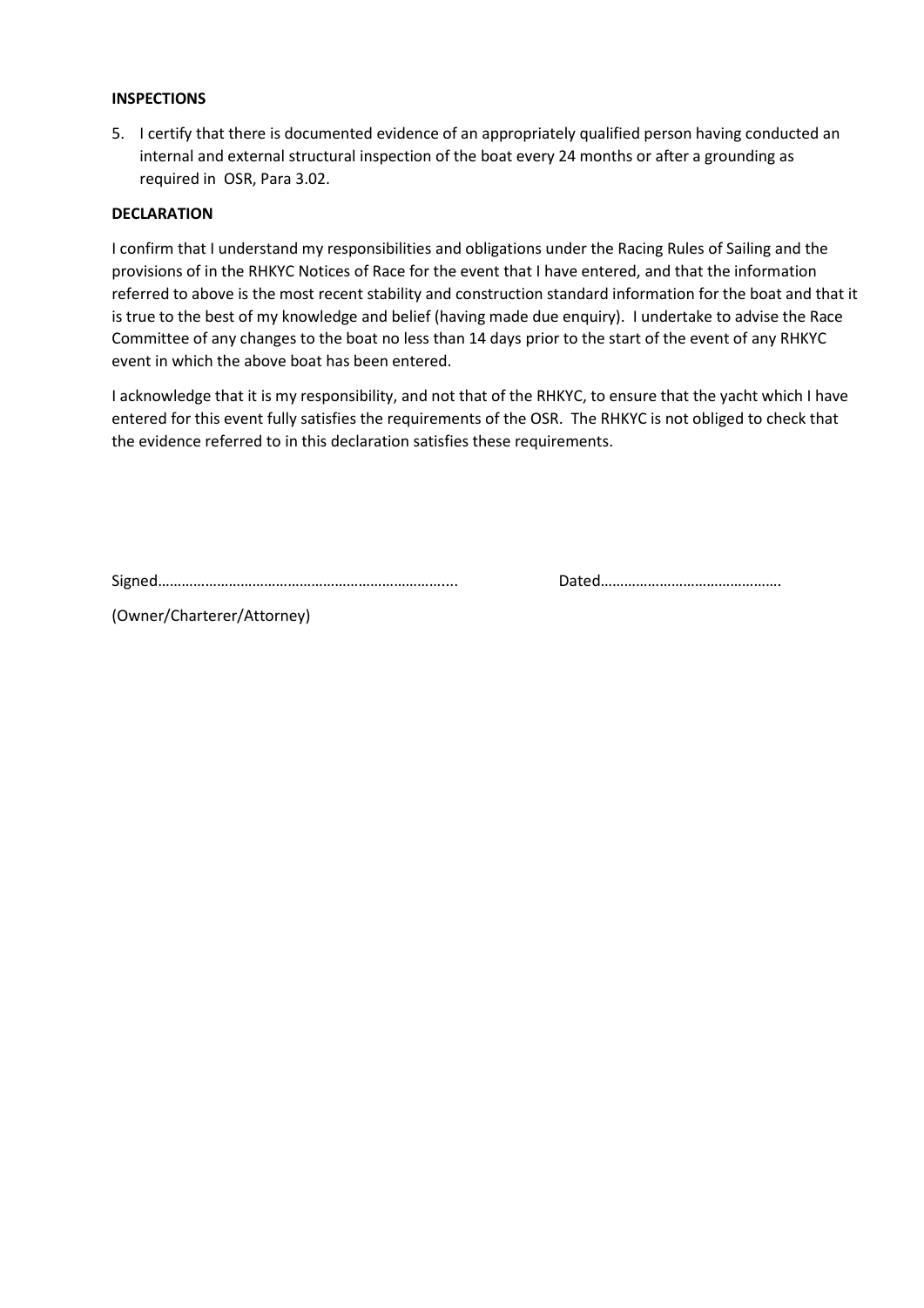**INSPECTIONS**

5. I certify that there is documented evidence of an appropriately qualified person having conducted an internal and external structural inspection of the boat every 24 months or after a grounding as required in OSR, Para 3.02.

**DECLARATION**

I confirm that I understand my responsibilities and obligations under the Racing Rules of Sailing and the provisions of in the RHKYC Notices of Race for the event that I have entered, and that the information referred to above is the most recent stability and construction standard information for the boat and that it is true to the best of my knowledge and belief (having made due enquiry). I undertake to advise the Race Committee of any changes to the boat no less than 14 days prior to the start of the event of any RHKYC event in which the above boat has been entered.

I acknowledge that it is my responsibility, and not that of the RHKYC, to ensure that the yacht which I have entered for this event fully satisfies the requirements of the OSR. The RHKYC is not obliged to check that the evidence referred to in this declaration satisfies these requirements.

Signed………………………………………………………………....

Dated……………………………………….

(Owner/Charterer/Attorney)